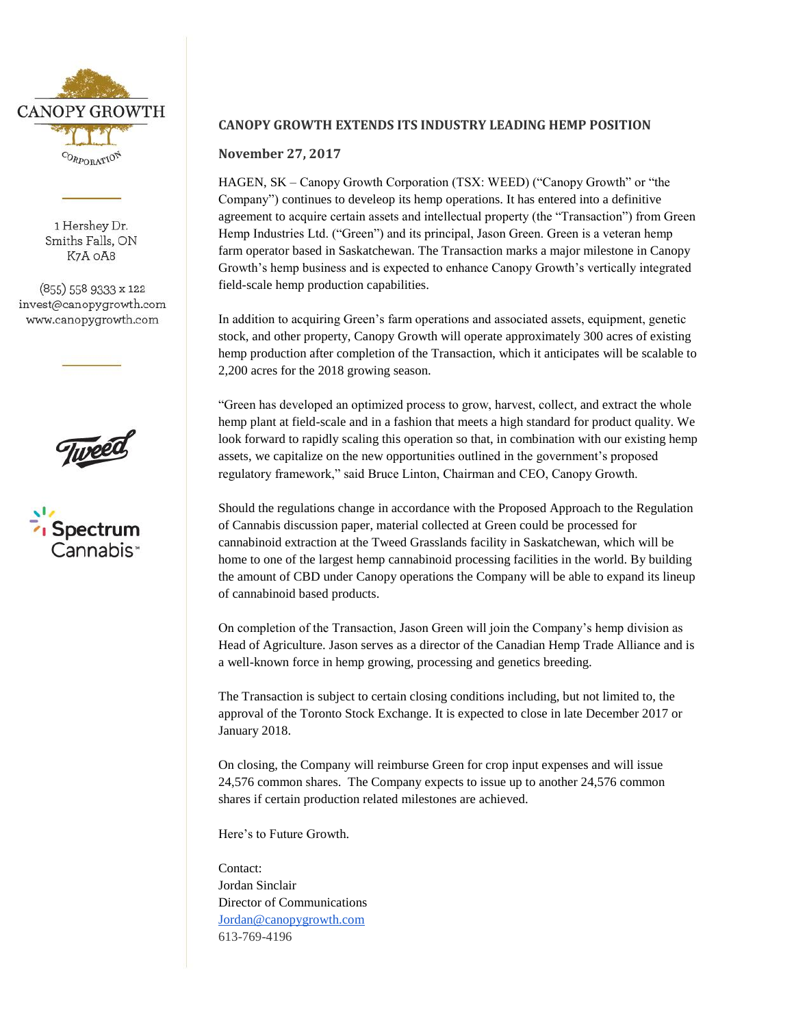CANOPY GROWTH CORPORATION

1 Hershey Dr.
Smiths Falls, ON
K7A 0A8

(855) 558 9333 x 122
invest@canopygrowth.com
www.canopygrowth.com

# CANOPY GROWTH EXTENDS ITS INDUSTRY LEADING HEMP POSITION

**November 27, 2017**

HAGEN, SK – Canopy Growth Corporation (TSX: WEED) ("Canopy Growth" or "the Company") continues to develeop its hemp operations. It has entered into a definitive agreement to acquire certain assets and intellectual property (the "Transaction") from Green Hemp Industries Ltd. ("Green") and its principal, Jason Green. Green is a veteran hemp farm operator based in Saskatchewan. The Transaction marks a major milestone in Canopy Growth's hemp business and is expected to enhance Canopy Growth's vertically integrated field-scale hemp production capabilities.

In addition to acquiring Green's farm operations and associated assets, equipment, genetic stock, and other property, Canopy Growth will operate approximately 300 acres of existing hemp production after completion of the Transaction, which it anticipates will be scalable to 2,200 acres for the 2018 growing season.

"Green has developed an optimized process to grow, harvest, collect, and extract the whole hemp plant at field-scale and in a fashion that meets a high standard for product quality. We look forward to rapidly scaling this operation so that, in combination with our existing hemp assets, we capitalize on the new opportunities outlined in the government's proposed regulatory framework," said Bruce Linton, Chairman and CEO, Canopy Growth.

Should the regulations change in accordance with the Proposed Approach to the Regulation of Cannabis discussion paper, material collected at Green could be processed for cannabinoid extraction at the Tweed Grasslands facility in Saskatchewan, which will be home to one of the largest hemp cannabinoid processing facilities in the world. By building the amount of CBD under Canopy operations the Company will be able to expand its lineup of cannabinoid based products.

On completion of the Transaction, Jason Green will join the Company's hemp division as Head of Agriculture. Jason serves as a director of the Canadian Hemp Trade Alliance and is a well-known force in hemp growing, processing and genetics breeding.

The Transaction is subject to certain closing conditions including, but not limited to, the approval of the Toronto Stock Exchange. It is expected to close in late December 2017 or January 2018.

On closing, the Company will reimburse Green for crop input expenses and will issue 24,576 common shares. The Company expects to issue up to another 24,576 common shares if certain production related milestones are achieved.

Here's to Future Growth.

Contact:
Jordan Sinclair
Director of Communications
Jordan@canopygrowth.com
613-769-4196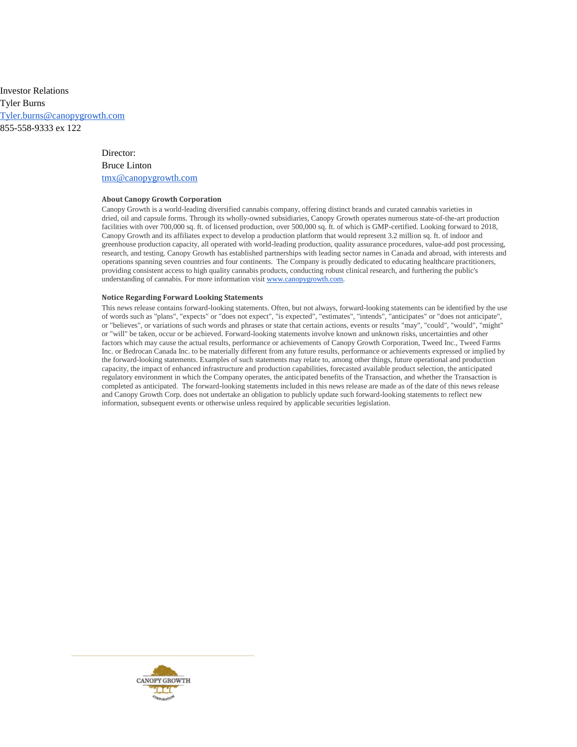Investor Relations
Tyler Burns
Tyler.burns@canopygrowth.com
855-558-9333 ex 122

Director:
Bruce Linton
tmx@canopygrowth.com

**About Canopy Growth Corporation**

Canopy Growth is a world-leading diversified cannabis company, offering distinct brands and curated cannabis varieties in dried, oil and capsule forms. Through its wholly-owned subsidiaries, Canopy Growth operates numerous state-of-the-art production facilities with over 700,000 sq. ft. of licensed production, over 500,000 sq. ft. of which is GMP-certified. Looking forward to 2018, Canopy Growth and its affiliates expect to develop a production platform that would represent 3.2 million sq. ft. of indoor and greenhouse production capacity, all operated with world-leading production, quality assurance procedures, value-add post processing, research, and testing. Canopy Growth has established partnerships with leading sector names in Canada and abroad, with interests and operations spanning seven countries and four continents. The Company is proudly dedicated to educating healthcare practitioners, providing consistent access to high quality cannabis products, conducting robust clinical research, and furthering the public's understanding of cannabis. For more information visit www.canopygrowth.com.

**Notice Regarding Forward Looking Statements**

This news release contains forward-looking statements. Often, but not always, forward-looking statements can be identified by the use of words such as "plans", "expects" or "does not expect", "is expected", "estimates", "intends", "anticipates" or "does not anticipate", or "believes", or variations of such words and phrases or state that certain actions, events or results "may", "could", "would", "might" or "will" be taken, occur or be achieved. Forward-looking statements involve known and unknown risks, uncertainties and other factors which may cause the actual results, performance or achievements of Canopy Growth Corporation, Tweed Inc., Tweed Farms Inc. or Bedrocan Canada Inc. to be materially different from any future results, performance or achievements expressed or implied by the forward-looking statements. Examples of such statements may relate to, among other things, future operational and production capacity, the impact of enhanced infrastructure and production capabilities, forecasted available product selection, the anticipated regulatory environment in which the Company operates, the anticipated benefits of the Transaction, and whether the Transaction is completed as anticipated. The forward-looking statements included in this news release are made as of the date of this news release and Canopy Growth Corp. does not undertake an obligation to publicly update such forward-looking statements to reflect new information, subsequent events or otherwise unless required by applicable securities legislation.